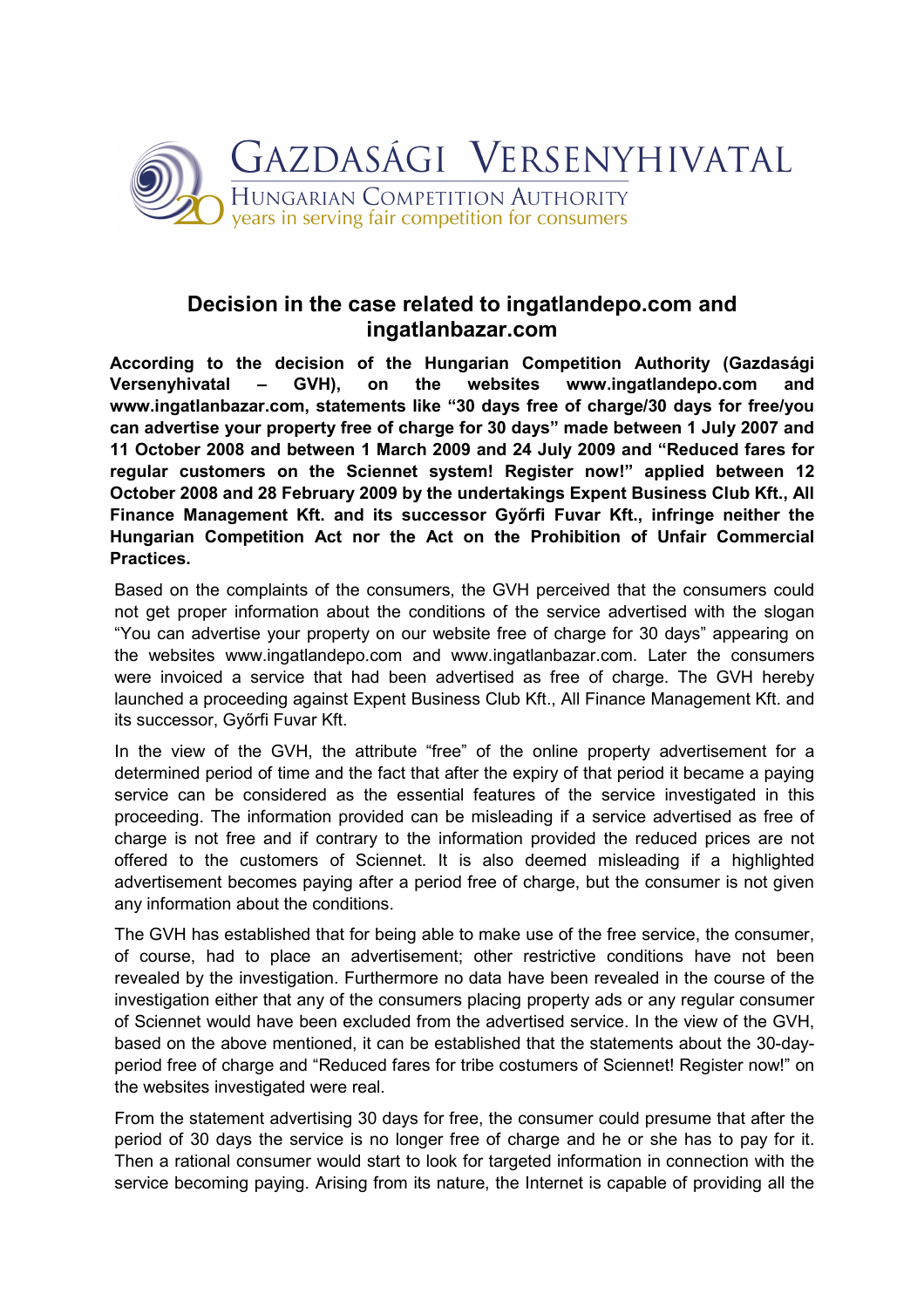GAZDASÁGI VERSENYHIVATAL
HUNGARIAN COMPETITION AUTHORITY
20 years in serving fair competition for consumers

# Decision in the case related to ingatlandepo.com and ingatlanbazar.com

**According to the decision of the Hungarian Competition Authority (Gazdasági Versenyhivatal – GVH), on the websites www.ingatlandepo.com and www.ingatlanbazar.com, statements like "30 days free of charge/30 days for free/you can advertise your property free of charge for 30 days" made between 1 July 2007 and 11 October 2008 and between 1 March 2009 and 24 July 2009 and "Reduced fares for regular customers on the Sciennet system! Register now!" applied between 12 October 2008 and 28 February 2009 by the undertakings Expent Business Club Kft., All Finance Management Kft. and its successor Győrfi Fuvar Kft., infringe neither the Hungarian Competition Act nor the Act on the Prohibition of Unfair Commercial Practices.**

Based on the complaints of the consumers, the GVH perceived that the consumers could not get proper information about the conditions of the service advertised with the slogan "You can advertise your property on our website free of charge for 30 days" appearing on the websites www.ingatlandepo.com and www.ingatlanbazar.com. Later the consumers were invoiced a service that had been advertised as free of charge. The GVH hereby launched a proceeding against Expent Business Club Kft., All Finance Management Kft. and its successor, Győrfi Fuvar Kft.

In the view of the GVH, the attribute "free" of the online property advertisement for a determined period of time and the fact that after the expiry of that period it became a paying service can be considered as the essential features of the service investigated in this proceeding. The information provided can be misleading if a service advertised as free of charge is not free and if contrary to the information provided the reduced prices are not offered to the customers of Sciennet. It is also deemed misleading if a highlighted advertisement becomes paying after a period free of charge, but the consumer is not given any information about the conditions.

The GVH has established that for being able to make use of the free service, the consumer, of course, had to place an advertisement; other restrictive conditions have not been revealed by the investigation. Furthermore no data have been revealed in the course of the investigation either that any of the consumers placing property ads or any regular consumer of Sciennet would have been excluded from the advertised service. In the view of the GVH, based on the above mentioned, it can be established that the statements about the 30-day-period free of charge and "Reduced fares for tribe costumers of Sciennet! Register now!" on the websites investigated were real.

From the statement advertising 30 days for free, the consumer could presume that after the period of 30 days the service is no longer free of charge and he or she has to pay for it. Then a rational consumer would start to look for targeted information in connection with the service becoming paying. Arising from its nature, the Internet is capable of providing all the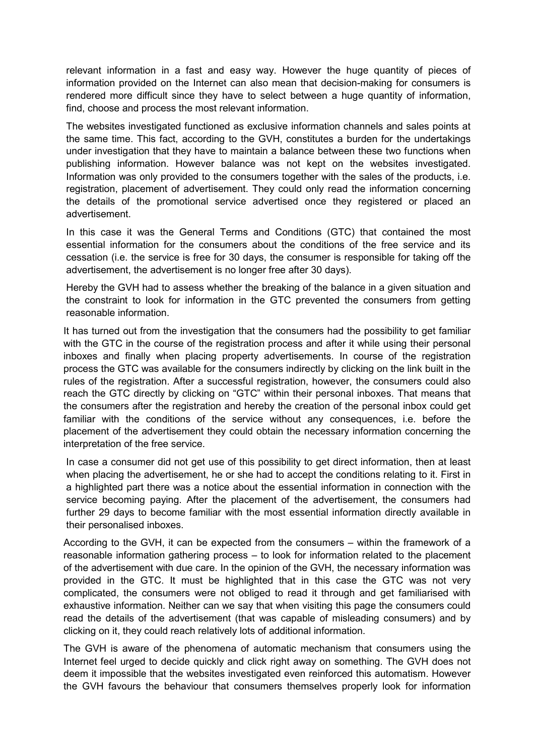relevant information in a fast and easy way. However the huge quantity of pieces of information provided on the Internet can also mean that decision-making for consumers is rendered more difficult since they have to select between a huge quantity of information, find, choose and process the most relevant information.

The websites investigated functioned as exclusive information channels and sales points at the same time. This fact, according to the GVH, constitutes a burden for the undertakings under investigation that they have to maintain a balance between these two functions when publishing information. However balance was not kept on the websites investigated. Information was only provided to the consumers together with the sales of the products, i.e. registration, placement of advertisement. They could only read the information concerning the details of the promotional service advertised once they registered or placed an advertisement.

In this case it was the General Terms and Conditions (GTC) that contained the most essential information for the consumers about the conditions of the free service and its cessation (i.e. the service is free for 30 days, the consumer is responsible for taking off the advertisement, the advertisement is no longer free after 30 days).

Hereby the GVH had to assess whether the breaking of the balance in a given situation and the constraint to look for information in the GTC prevented the consumers from getting reasonable information.

It has turned out from the investigation that the consumers had the possibility to get familiar with the GTC in the course of the registration process and after it while using their personal inboxes and finally when placing property advertisements. In course of the registration process the GTC was available for the consumers indirectly by clicking on the link built in the rules of the registration. After a successful registration, however, the consumers could also reach the GTC directly by clicking on "GTC" within their personal inboxes. That means that the consumers after the registration and hereby the creation of the personal inbox could get familiar with the conditions of the service without any consequences, i.e. before the placement of the advertisement they could obtain the necessary information concerning the interpretation of the free service.

In case a consumer did not get use of this possibility to get direct information, then at least when placing the advertisement, he or she had to accept the conditions relating to it. First in a highlighted part there was a notice about the essential information in connection with the service becoming paying. After the placement of the advertisement, the consumers had further 29 days to become familiar with the most essential information directly available in their personalised inboxes.

According to the GVH, it can be expected from the consumers – within the framework of a reasonable information gathering process – to look for information related to the placement of the advertisement with due care. In the opinion of the GVH, the necessary information was provided in the GTC. It must be highlighted that in this case the GTC was not very complicated, the consumers were not obliged to read it through and get familiarised with exhaustive information. Neither can we say that when visiting this page the consumers could read the details of the advertisement (that was capable of misleading consumers) and by clicking on it, they could reach relatively lots of additional information.

The GVH is aware of the phenomena of automatic mechanism that consumers using the Internet feel urged to decide quickly and click right away on something. The GVH does not deem it impossible that the websites investigated even reinforced this automatism. However the GVH favours the behaviour that consumers themselves properly look for information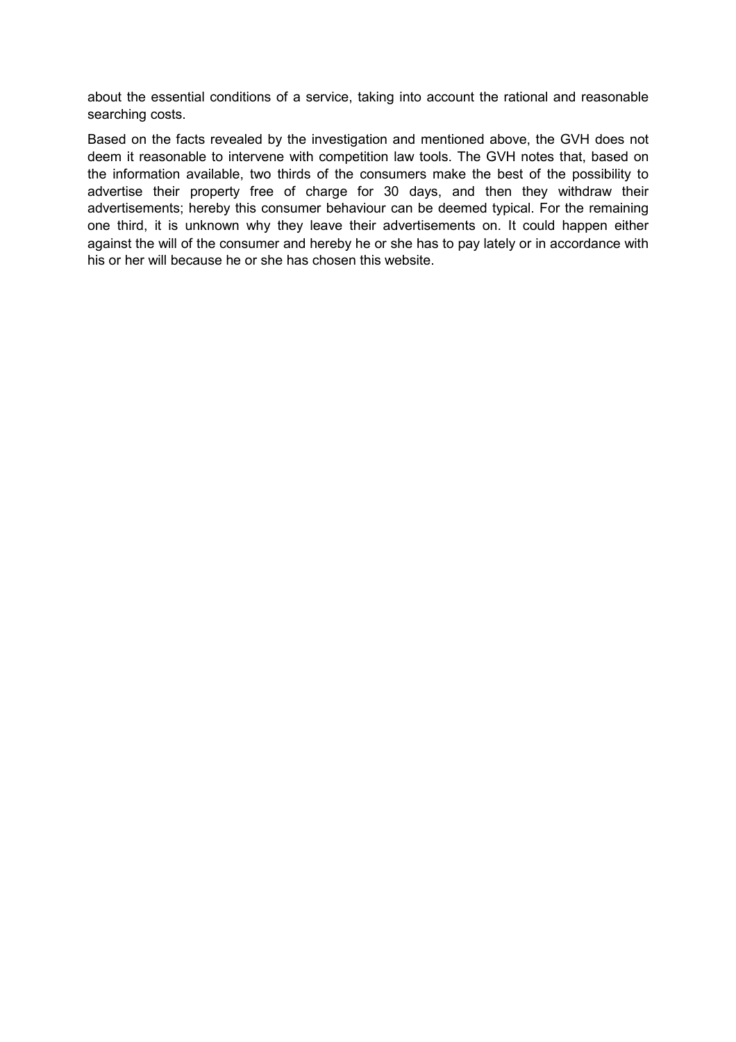about the essential conditions of a service, taking into account the rational and reasonable searching costs.

Based on the facts revealed by the investigation and mentioned above, the GVH does not deem it reasonable to intervene with competition law tools. The GVH notes that, based on the information available, two thirds of the consumers make the best of the possibility to advertise their property free of charge for 30 days, and then they withdraw their advertisements; hereby this consumer behaviour can be deemed typical. For the remaining one third, it is unknown why they leave their advertisements on. It could happen either against the will of the consumer and hereby he or she has to pay lately or in accordance with his or her will because he or she has chosen this website.